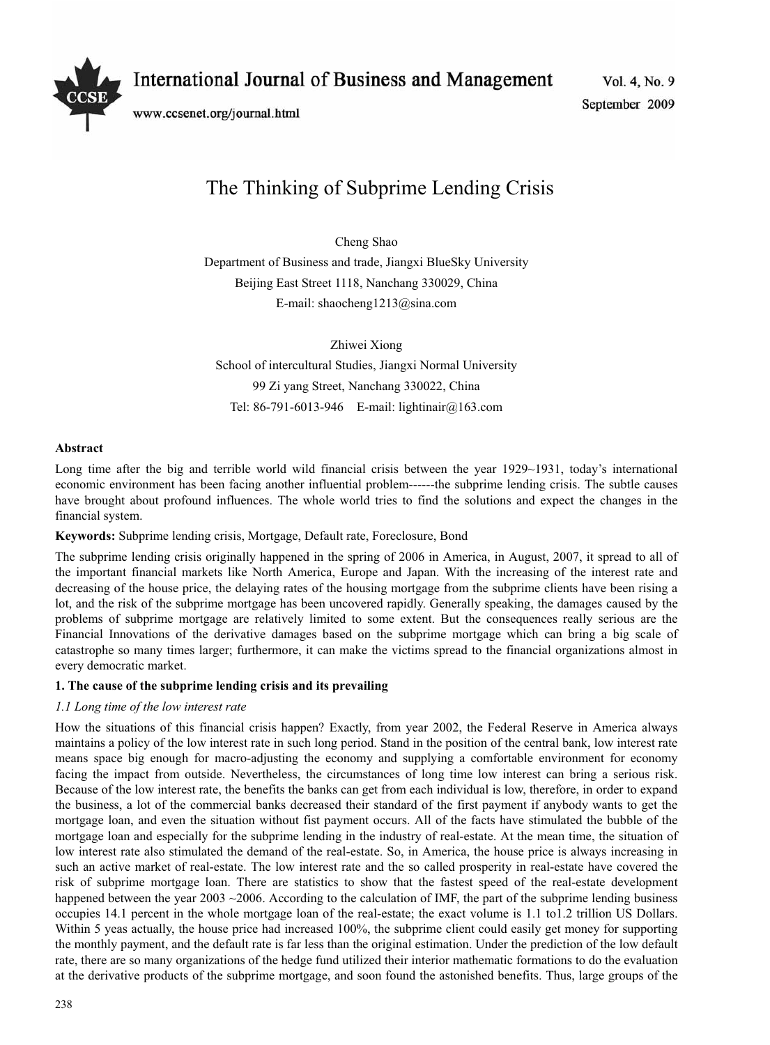# The Thinking of Subprime Lending Crisis

Cheng Shao

Department of Business and trade, Jiangxi BlueSky University

Beijing East Street 1118, Nanchang 330029, China

E-mail: shaocheng1213@sina.com

Zhiwei Xiong

School of intercultural Studies, Jiangxi Normal University

99 Zi yang Street, Nanchang 330022, China

Tel: 86-791-6013-946 E-mail: lightinair@163.com

**Abstract**

Long time after the big and terrible world wild financial crisis between the year 1929~1931, today's international economic environment has been facing another influential problem------the subprime lending crisis. The subtle causes have brought about profound influences. The whole world tries to find the solutions and expect the changes in the financial system.

**Keywords:** Subprime lending crisis, Mortgage, Default rate, Foreclosure, Bond

The subprime lending crisis originally happened in the spring of 2006 in America, in August, 2007, it spread to all of the important financial markets like North America, Europe and Japan. With the increasing of the interest rate and decreasing of the house price, the delaying rates of the housing mortgage from the subprime clients have been rising a lot, and the risk of the subprime mortgage has been uncovered rapidly. Generally speaking, the damages caused by the problems of subprime mortgage are relatively limited to some extent. But the consequences really serious are the Financial Innovations of the derivative damages based on the subprime mortgage which can bring a big scale of catastrophe so many times larger; furthermore, it can make the victims spread to the financial organizations almost in every democratic market.

## 1. The cause of the subprime lending crisis and its prevailing

### *1.1 Long time of the low interest rate*

How the situations of this financial crisis happen? Exactly, from year 2002, the Federal Reserve in America always maintains a policy of the low interest rate in such long period. Stand in the position of the central bank, low interest rate means space big enough for macro-adjusting the economy and supplying a comfortable environment for economy facing the impact from outside. Nevertheless, the circumstances of long time low interest can bring a serious risk. Because of the low interest rate, the benefits the banks can get from each individual is low, therefore, in order to expand the business, a lot of the commercial banks decreased their standard of the first payment if anybody wants to get the mortgage loan, and even the situation without fist payment occurs. All of the facts have stimulated the bubble of the mortgage loan and especially for the subprime lending in the industry of real-estate. At the mean time, the situation of low interest rate also stimulated the demand of the real-estate. So, in America, the house price is always increasing in such an active market of real-estate. The low interest rate and the so called prosperity in real-estate have covered the risk of subprime mortgage loan. There are statistics to show that the fastest speed of the real-estate development happened between the year 2003 ~2006. According to the calculation of IMF, the part of the subprime lending business occupies 14.1 percent in the whole mortgage loan of the real-estate; the exact volume is 1.1 to1.2 trillion US Dollars. Within 5 yeas actually, the house price had increased 100%, the subprime client could easily get money for supporting the monthly payment, and the default rate is far less than the original estimation. Under the prediction of the low default rate, there are so many organizations of the hedge fund utilized their interior mathematic formations to do the evaluation at the derivative products of the subprime mortgage, and soon found the astonished benefits. Thus, large groups of the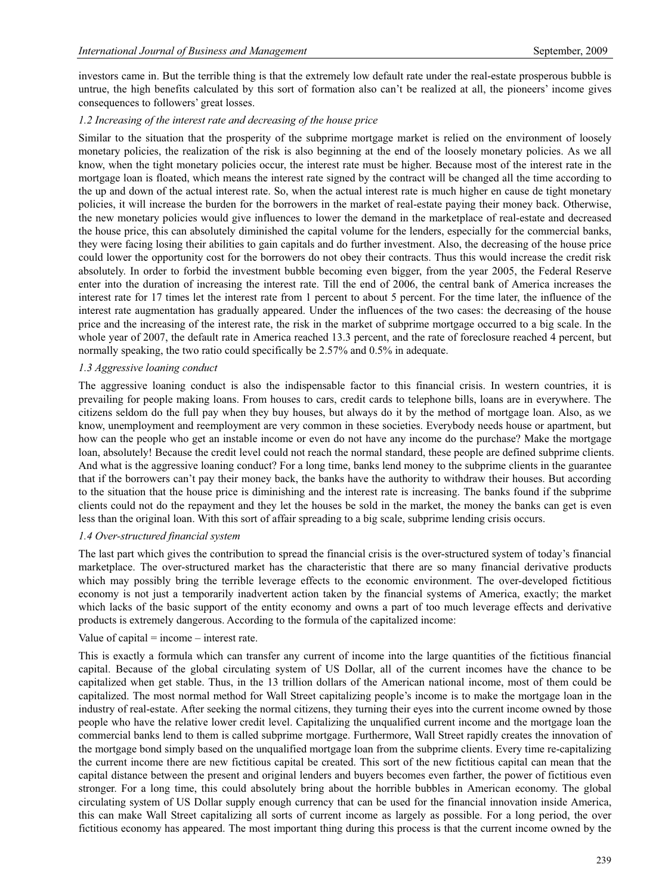investors came in. But the terrible thing is that the extremely low default rate under the real-estate prosperous bubble is untrue, the high benefits calculated by this sort of formation also can't be realized at all, the pioneers' income gives consequences to followers' great losses.

### *1.2 Increasing of the interest rate and decreasing of the house price*

Similar to the situation that the prosperity of the subprime mortgage market is relied on the environment of loosely monetary policies, the realization of the risk is also beginning at the end of the loosely monetary policies. As we all know, when the tight monetary policies occur, the interest rate must be higher. Because most of the interest rate in the mortgage loan is floated, which means the interest rate signed by the contract will be changed all the time according to the up and down of the actual interest rate. So, when the actual interest rate is much higher en cause de tight monetary policies, it will increase the burden for the borrowers in the market of real-estate paying their money back. Otherwise, the new monetary policies would give influences to lower the demand in the marketplace of real-estate and decreased the house price, this can absolutely diminished the capital volume for the lenders, especially for the commercial banks, they were facing losing their abilities to gain capitals and do further investment. Also, the decreasing of the house price could lower the opportunity cost for the borrowers do not obey their contracts. Thus this would increase the credit risk absolutely. In order to forbid the investment bubble becoming even bigger, from the year 2005, the Federal Reserve enter into the duration of increasing the interest rate. Till the end of 2006, the central bank of America increases the interest rate for 17 times let the interest rate from 1 percent to about 5 percent. For the time later, the influence of the interest rate augmentation has gradually appeared. Under the influences of the two cases: the decreasing of the house price and the increasing of the interest rate, the risk in the market of subprime mortgage occurred to a big scale. In the whole year of 2007, the default rate in America reached 13.3 percent, and the rate of foreclosure reached 4 percent, but normally speaking, the two ratio could specifically be 2.57% and 0.5% in adequate.

### *1.3 Aggressive loaning conduct*

The aggressive loaning conduct is also the indispensable factor to this financial crisis. In western countries, it is prevailing for people making loans. From houses to cars, credit cards to telephone bills, loans are in everywhere. The citizens seldom do the full pay when they buy houses, but always do it by the method of mortgage loan. Also, as we know, unemployment and reemployment are very common in these societies. Everybody needs house or apartment, but how can the people who get an instable income or even do not have any income do the purchase? Make the mortgage loan, absolutely! Because the credit level could not reach the normal standard, these people are defined subprime clients. And what is the aggressive loaning conduct? For a long time, banks lend money to the subprime clients in the guarantee that if the borrowers can't pay their money back, the banks have the authority to withdraw their houses. But according to the situation that the house price is diminishing and the interest rate is increasing. The banks found if the subprime clients could not do the repayment and they let the houses be sold in the market, the money the banks can get is even less than the original loan. With this sort of affair spreading to a big scale, subprime lending crisis occurs.

### *1.4 Over-structured financial system*

The last part which gives the contribution to spread the financial crisis is the over-structured system of today's financial marketplace. The over-structured market has the characteristic that there are so many financial derivative products which may possibly bring the terrible leverage effects to the economic environment. The over-developed fictitious economy is not just a temporarily inadvertent action taken by the financial systems of America, exactly; the market which lacks of the basic support of the entity economy and owns a part of too much leverage effects and derivative products is extremely dangerous. According to the formula of the capitalized income:

Value of capital = income – interest rate.

This is exactly a formula which can transfer any current of income into the large quantities of the fictitious financial capital. Because of the global circulating system of US Dollar, all of the current incomes have the chance to be capitalized when get stable. Thus, in the 13 trillion dollars of the American national income, most of them could be capitalized. The most normal method for Wall Street capitalizing people's income is to make the mortgage loan in the industry of real-estate. After seeking the normal citizens, they turning their eyes into the current income owned by those people who have the relative lower credit level. Capitalizing the unqualified current income and the mortgage loan the commercial banks lend to them is called subprime mortgage. Furthermore, Wall Street rapidly creates the innovation of the mortgage bond simply based on the unqualified mortgage loan from the subprime clients. Every time re-capitalizing the current income there are new fictitious capital be created. This sort of the new fictitious capital can mean that the capital distance between the present and original lenders and buyers becomes even farther, the power of fictitious even stronger. For a long time, this could absolutely bring about the horrible bubbles in American economy. The global circulating system of US Dollar supply enough currency that can be used for the financial innovation inside America, this can make Wall Street capitalizing all sorts of current income as largely as possible. For a long period, the over fictitious economy has appeared. The most important thing during this process is that the current income owned by the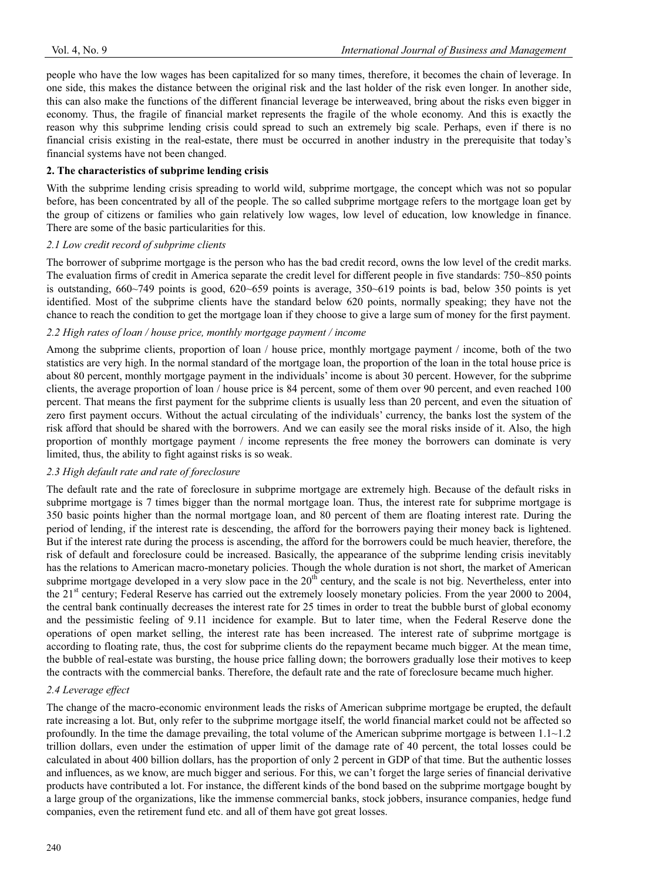people who have the low wages has been capitalized for so many times, therefore, it becomes the chain of leverage. In one side, this makes the distance between the original risk and the last holder of the risk even longer. In another side, this can also make the functions of the different financial leverage be interweaved, bring about the risks even bigger in economy. Thus, the fragile of financial market represents the fragile of the whole economy. And this is exactly the reason why this subprime lending crisis could spread to such an extremely big scale. Perhaps, even if there is no financial crisis existing in the real-estate, there must be occurred in another industry in the prerequisite that today's financial systems have not been changed.

## 2. The characteristics of subprime lending crisis

With the subprime lending crisis spreading to world wild, subprime mortgage, the concept which was not so popular before, has been concentrated by all of the people. The so called subprime mortgage refers to the mortgage loan get by the group of citizens or families who gain relatively low wages, low level of education, low knowledge in finance. There are some of the basic particularities for this.

### *2.1 Low credit record of subprime clients*

The borrower of subprime mortgage is the person who has the bad credit record, owns the low level of the credit marks. The evaluation firms of credit in America separate the credit level for different people in five standards: 750~850 points is outstanding, 660~749 points is good, 620~659 points is average, 350~619 points is bad, below 350 points is yet identified. Most of the subprime clients have the standard below 620 points, normally speaking; they have not the chance to reach the condition to get the mortgage loan if they choose to give a large sum of money for the first payment.

### *2.2 High rates of loan / house price, monthly mortgage payment / income*

Among the subprime clients, proportion of loan / house price, monthly mortgage payment / income, both of the two statistics are very high. In the normal standard of the mortgage loan, the proportion of the loan in the total house price is about 80 percent, monthly mortgage payment in the individuals' income is about 30 percent. However, for the subprime clients, the average proportion of loan / house price is 84 percent, some of them over 90 percent, and even reached 100 percent. That means the first payment for the subprime clients is usually less than 20 percent, and even the situation of zero first payment occurs. Without the actual circulating of the individuals' currency, the banks lost the system of the risk afford that should be shared with the borrowers. And we can easily see the moral risks inside of it. Also, the high proportion of monthly mortgage payment / income represents the free money the borrowers can dominate is very limited, thus, the ability to fight against risks is so weak.

### *2.3 High default rate and rate of foreclosure*

The default rate and the rate of foreclosure in subprime mortgage are extremely high. Because of the default risks in subprime mortgage is 7 times bigger than the normal mortgage loan. Thus, the interest rate for subprime mortgage is 350 basic points higher than the normal mortgage loan, and 80 percent of them are floating interest rate. During the period of lending, if the interest rate is descending, the afford for the borrowers paying their money back is lightened. But if the interest rate during the process is ascending, the afford for the borrowers could be much heavier, therefore, the risk of default and foreclosure could be increased. Basically, the appearance of the subprime lending crisis inevitably has the relations to American macro-monetary policies. Though the whole duration is not short, the market of American subprime mortgage developed in a very slow pace in the 20th century, and the scale is not big. Nevertheless, enter into the 21st century; Federal Reserve has carried out the extremely loosely monetary policies. From the year 2000 to 2004, the central bank continually decreases the interest rate for 25 times in order to treat the bubble burst of global economy and the pessimistic feeling of 9.11 incidence for example. But to later time, when the Federal Reserve done the operations of open market selling, the interest rate has been increased. The interest rate of subprime mortgage is according to floating rate, thus, the cost for subprime clients do the repayment became much bigger. At the mean time, the bubble of real-estate was bursting, the house price falling down; the borrowers gradually lose their motives to keep the contracts with the commercial banks. Therefore, the default rate and the rate of foreclosure became much higher.

### *2.4 Leverage effect*

The change of the macro-economic environment leads the risks of American subprime mortgage be erupted, the default rate increasing a lot. But, only refer to the subprime mortgage itself, the world financial market could not be affected so profoundly. In the time the damage prevailing, the total volume of the American subprime mortgage is between 1.1~1.2 trillion dollars, even under the estimation of upper limit of the damage rate of 40 percent, the total losses could be calculated in about 400 billion dollars, has the proportion of only 2 percent in GDP of that time. But the authentic losses and influences, as we know, are much bigger and serious. For this, we can't forget the large series of financial derivative products have contributed a lot. For instance, the different kinds of the bond based on the subprime mortgage bought by a large group of the organizations, like the immense commercial banks, stock jobbers, insurance companies, hedge fund companies, even the retirement fund etc. and all of them have got great losses.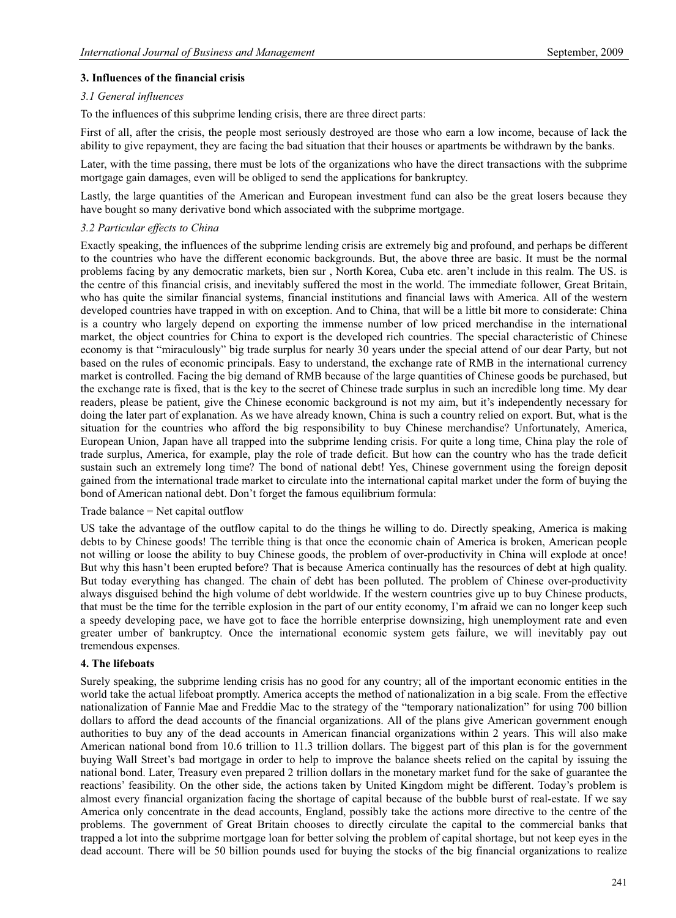## 3. Influences of the financial crisis

### *3.1 General influences*

To the influences of this subprime lending crisis, there are three direct parts:

First of all, after the crisis, the people most seriously destroyed are those who earn a low income, because of lack the ability to give repayment, they are facing the bad situation that their houses or apartments be withdrawn by the banks.

Later, with the time passing, there must be lots of the organizations who have the direct transactions with the subprime mortgage gain damages, even will be obliged to send the applications for bankruptcy.

Lastly, the large quantities of the American and European investment fund can also be the great losers because they have bought so many derivative bond which associated with the subprime mortgage.

### *3.2 Particular effects to China*

Exactly speaking, the influences of the subprime lending crisis are extremely big and profound, and perhaps be different to the countries who have the different economic backgrounds. But, the above three are basic. It must be the normal problems facing by any democratic markets, bien sur , North Korea, Cuba etc. aren't include in this realm. The US. is the centre of this financial crisis, and inevitably suffered the most in the world. The immediate follower, Great Britain, who has quite the similar financial systems, financial institutions and financial laws with America. All of the western developed countries have trapped in with on exception. And to China, that will be a little bit more to considerate: China is a country who largely depend on exporting the immense number of low priced merchandise in the international market, the object countries for China to export is the developed rich countries. The special characteristic of Chinese economy is that "miraculously" big trade surplus for nearly 30 years under the special attend of our dear Party, but not based on the rules of economic principals. Easy to understand, the exchange rate of RMB in the international currency market is controlled. Facing the big demand of RMB because of the large quantities of Chinese goods be purchased, but the exchange rate is fixed, that is the key to the secret of Chinese trade surplus in such an incredible long time. My dear readers, please be patient, give the Chinese economic background is not my aim, but it's independently necessary for doing the later part of explanation. As we have already known, China is such a country relied on export. But, what is the situation for the countries who afford the big responsibility to buy Chinese merchandise? Unfortunately, America, European Union, Japan have all trapped into the subprime lending crisis. For quite a long time, China play the role of trade surplus, America, for example, play the role of trade deficit. But how can the country who has the trade deficit sustain such an extremely long time? The bond of national debt! Yes, Chinese government using the foreign deposit gained from the international trade market to circulate into the international capital market under the form of buying the bond of American national debt. Don't forget the famous equilibrium formula:

Trade balance = Net capital outflow

US take the advantage of the outflow capital to do the things he willing to do. Directly speaking, America is making debts to by Chinese goods! The terrible thing is that once the economic chain of America is broken, American people not willing or loose the ability to buy Chinese goods, the problem of over-productivity in China will explode at once! But why this hasn't been erupted before? That is because America continually has the resources of debt at high quality. But today everything has changed. The chain of debt has been polluted. The problem of Chinese over-productivity always disguised behind the high volume of debt worldwide. If the western countries give up to buy Chinese products, that must be the time for the terrible explosion in the part of our entity economy, I'm afraid we can no longer keep such a speedy developing pace, we have got to face the horrible enterprise downsizing, high unemployment rate and even greater umber of bankruptcy. Once the international economic system gets failure, we will inevitably pay out tremendous expenses.

## 4. The lifeboats

Surely speaking, the subprime lending crisis has no good for any country; all of the important economic entities in the world take the actual lifeboat promptly. America accepts the method of nationalization in a big scale. From the effective nationalization of Fannie Mae and Freddie Mac to the strategy of the "temporary nationalization" for using 700 billion dollars to afford the dead accounts of the financial organizations. All of the plans give American government enough authorities to buy any of the dead accounts in American financial organizations within 2 years. This will also make American national bond from 10.6 trillion to 11.3 trillion dollars. The biggest part of this plan is for the government buying Wall Street's bad mortgage in order to help to improve the balance sheets relied on the capital by issuing the national bond. Later, Treasury even prepared 2 trillion dollars in the monetary market fund for the sake of guarantee the reactions' feasibility. On the other side, the actions taken by United Kingdom might be different. Today's problem is almost every financial organization facing the shortage of capital because of the bubble burst of real-estate. If we say America only concentrate in the dead accounts, England, possibly take the actions more directive to the centre of the problems. The government of Great Britain chooses to directly circulate the capital to the commercial banks that trapped a lot into the subprime mortgage loan for better solving the problem of capital shortage, but not keep eyes in the dead account. There will be 50 billion pounds used for buying the stocks of the big financial organizations to realize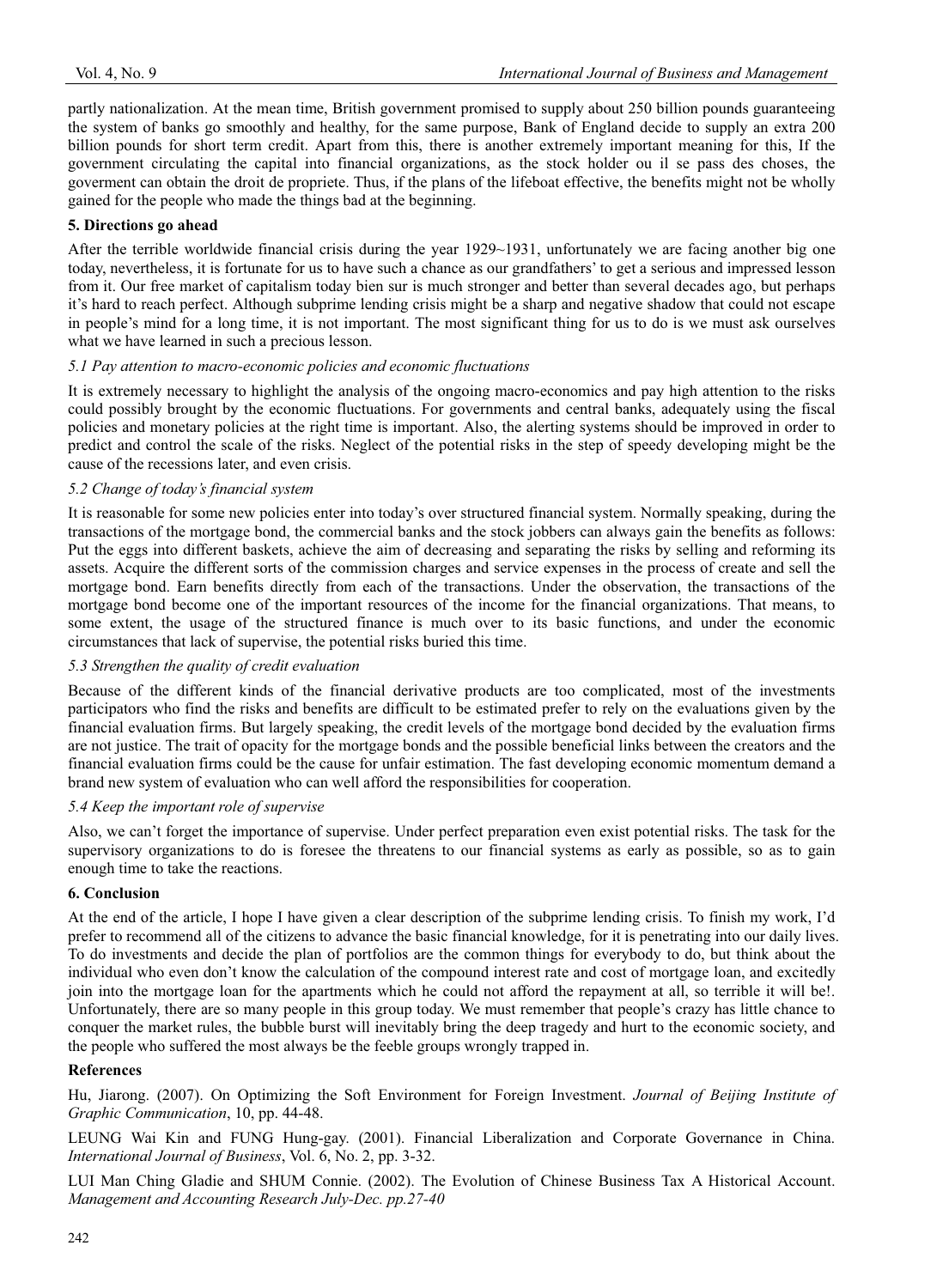partly nationalization. At the mean time, British government promised to supply about 250 billion pounds guaranteeing the system of banks go smoothly and healthy, for the same purpose, Bank of England decide to supply an extra 200 billion pounds for short term credit. Apart from this, there is another extremely important meaning for this, If the government circulating the capital into financial organizations, as the stock holder ou il se pass des choses, the goverment can obtain the droit de propriete. Thus, if the plans of the lifeboat effective, the benefits might not be wholly gained for the people who made the things bad at the beginning.

**5. Directions go ahead**

After the terrible worldwide financial crisis during the year 1929~1931, unfortunately we are facing another big one today, nevertheless, it is fortunate for us to have such a chance as our grandfathers' to get a serious and impressed lesson from it. Our free market of capitalism today bien sur is much stronger and better than several decades ago, but perhaps it's hard to reach perfect. Although subprime lending crisis might be a sharp and negative shadow that could not escape in people's mind for a long time, it is not important. The most significant thing for us to do is we must ask ourselves what we have learned in such a precious lesson.

*5.1 Pay attention to macro-economic policies and economic fluctuations*

It is extremely necessary to highlight the analysis of the ongoing macro-economics and pay high attention to the risks could possibly brought by the economic fluctuations. For governments and central banks, adequately using the fiscal policies and monetary policies at the right time is important. Also, the alerting systems should be improved in order to predict and control the scale of the risks. Neglect of the potential risks in the step of speedy developing might be the cause of the recessions later, and even crisis.

*5.2 Change of today's financial system*

It is reasonable for some new policies enter into today's over structured financial system. Normally speaking, during the transactions of the mortgage bond, the commercial banks and the stock jobbers can always gain the benefits as follows: Put the eggs into different baskets, achieve the aim of decreasing and separating the risks by selling and reforming its assets. Acquire the different sorts of the commission charges and service expenses in the process of create and sell the mortgage bond. Earn benefits directly from each of the transactions. Under the observation, the transactions of the mortgage bond become one of the important resources of the income for the financial organizations. That means, to some extent, the usage of the structured finance is much over to its basic functions, and under the economic circumstances that lack of supervise, the potential risks buried this time.

*5.3 Strengthen the quality of credit evaluation*

Because of the different kinds of the financial derivative products are too complicated, most of the investments participators who find the risks and benefits are difficult to be estimated prefer to rely on the evaluations given by the financial evaluation firms. But largely speaking, the credit levels of the mortgage bond decided by the evaluation firms are not justice. The trait of opacity for the mortgage bonds and the possible beneficial links between the creators and the financial evaluation firms could be the cause for unfair estimation. The fast developing economic momentum demand a brand new system of evaluation who can well afford the responsibilities for cooperation.

*5.4 Keep the important role of supervise*

Also, we can't forget the importance of supervise. Under perfect preparation even exist potential risks. The task for the supervisory organizations to do is foresee the threatens to our financial systems as early as possible, so as to gain enough time to take the reactions.

**6. Conclusion**

At the end of the article, I hope I have given a clear description of the subprime lending crisis. To finish my work, I'd prefer to recommend all of the citizens to advance the basic financial knowledge, for it is penetrating into our daily lives. To do investments and decide the plan of portfolios are the common things for everybody to do, but think about the individual who even don't know the calculation of the compound interest rate and cost of mortgage loan, and excitedly join into the mortgage loan for the apartments which he could not afford the repayment at all, so terrible it will be!. Unfortunately, there are so many people in this group today. We must remember that people's crazy has little chance to conquer the market rules, the bubble burst will inevitably bring the deep tragedy and hurt to the economic society, and the people who suffered the most always be the feeble groups wrongly trapped in.

**References**

Hu, Jiarong. (2007). On Optimizing the Soft Environment for Foreign Investment. *Journal of Beijing Institute of Graphic Communication*, 10, pp. 44-48.

LEUNG Wai Kin and FUNG Hung-gay. (2001). Financial Liberalization and Corporate Governance in China. *International Journal of Business*, Vol. 6, No. 2, pp. 3-32.

LUI Man Ching Gladie and SHUM Connie. (2002). The Evolution of Chinese Business Tax A Historical Account. *Management and Accounting Research July-Dec. pp.27-40*